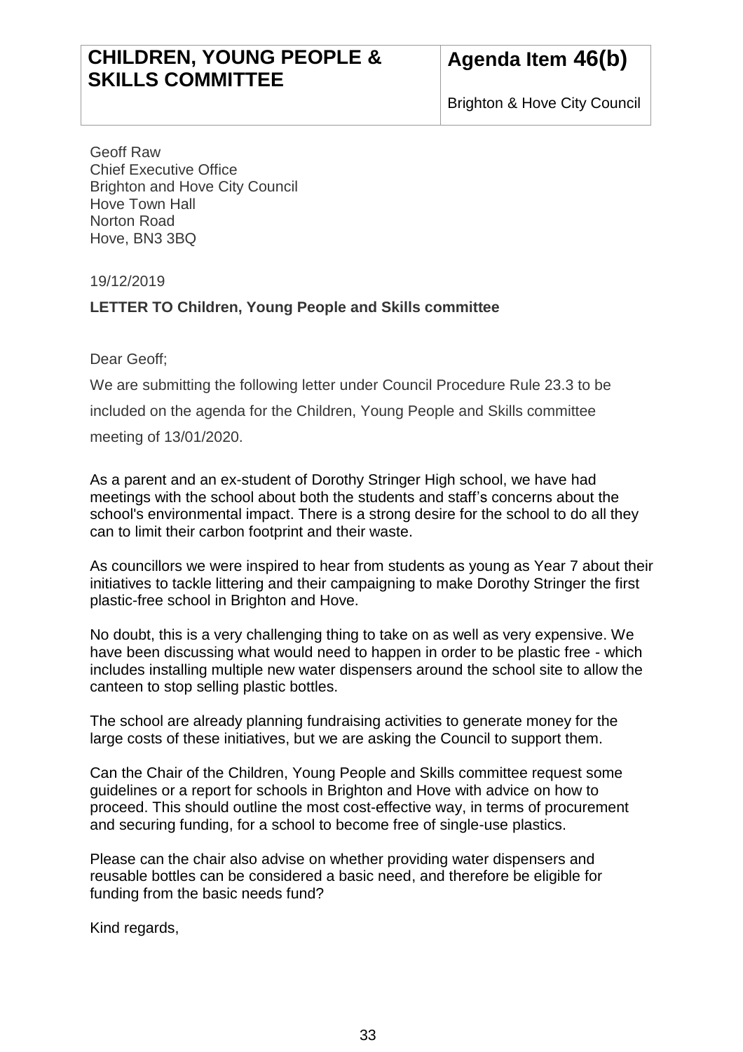| CHILDREN, YOUNG PEOPLE & SKILLS COMMITTEE | Agenda Item 46(b) |
| --- | --- |
| | Brighton & Hove City Council |

Geoff Raw
Chief Executive Office
Brighton and Hove City Council
Hove Town Hall
Norton Road
Hove, BN3 3BQ

19/12/2019

**LETTER TO Children, Young People and Skills committee**

Dear Geoff;

We are submitting the following letter under Council Procedure Rule 23.3 to be included on the agenda for the Children, Young People and Skills committee meeting of 13/01/2020.

As a parent and an ex-student of Dorothy Stringer High school, we have had meetings with the school about both the students and staff's concerns about the school's environmental impact. There is a strong desire for the school to do all they can to limit their carbon footprint and their waste.

As councillors we were inspired to hear from students as young as Year 7 about their initiatives to tackle littering and their campaigning to make Dorothy Stringer the first plastic-free school in Brighton and Hove.

No doubt, this is a very challenging thing to take on as well as very expensive. We have been discussing what would need to happen in order to be plastic free - which includes installing multiple new water dispensers around the school site to allow the canteen to stop selling plastic bottles.

The school are already planning fundraising activities to generate money for the large costs of these initiatives, but we are asking the Council to support them.

Can the Chair of the Children, Young People and Skills committee request some guidelines or a report for schools in Brighton and Hove with advice on how to proceed. This should outline the most cost-effective way, in terms of procurement and securing funding, for a school to become free of single-use plastics.

Please can the chair also advise on whether providing water dispensers and reusable bottles can be considered a basic need, and therefore be eligible for funding from the basic needs fund?

Kind regards,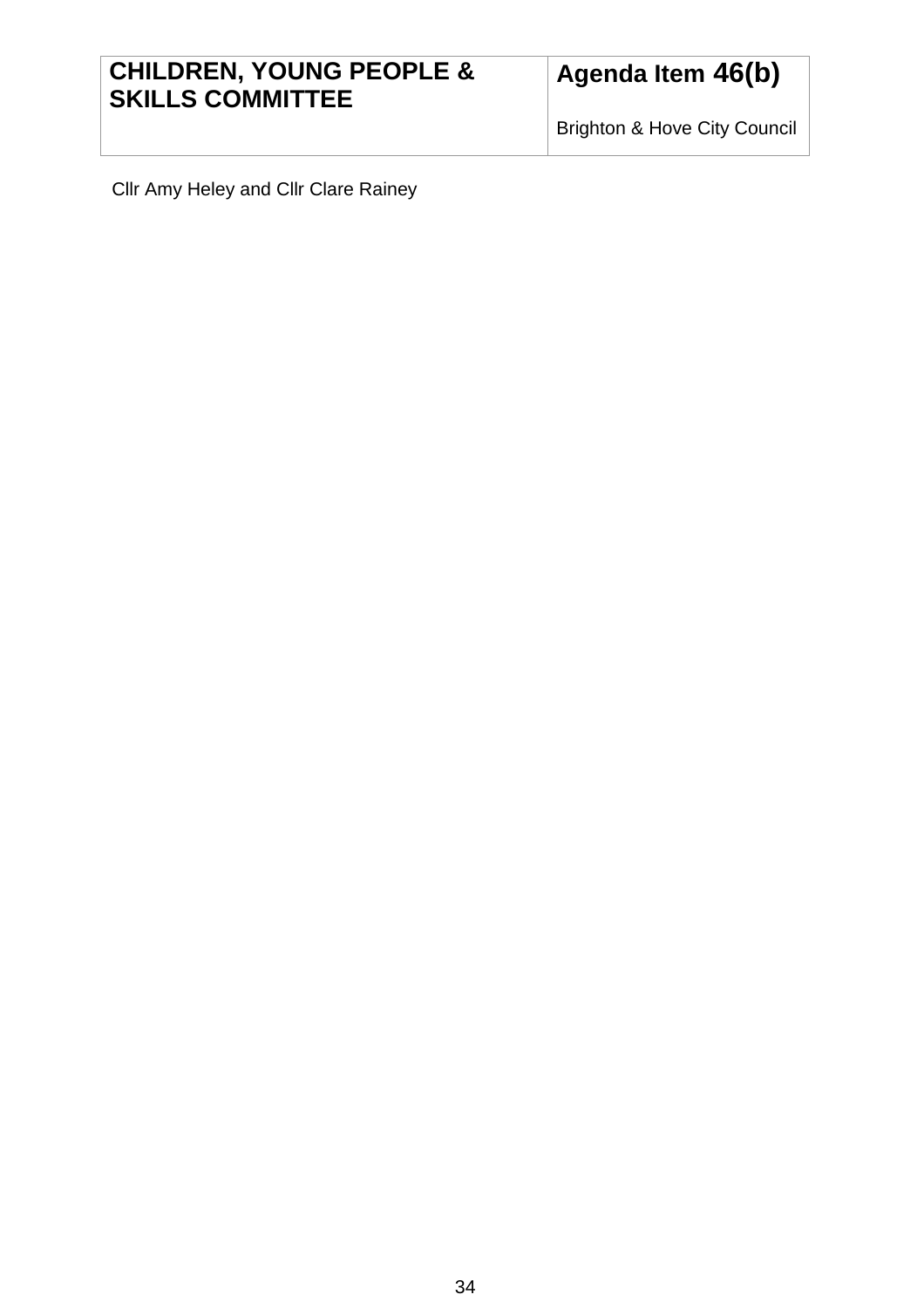| CHILDREN, YOUNG PEOPLE & SKILLS COMMITTEE | Agenda Item 46(b)<br><br>Brighton & Hove City Council |
|---|---|

Cllr Amy Heley and Cllr Clare Rainey